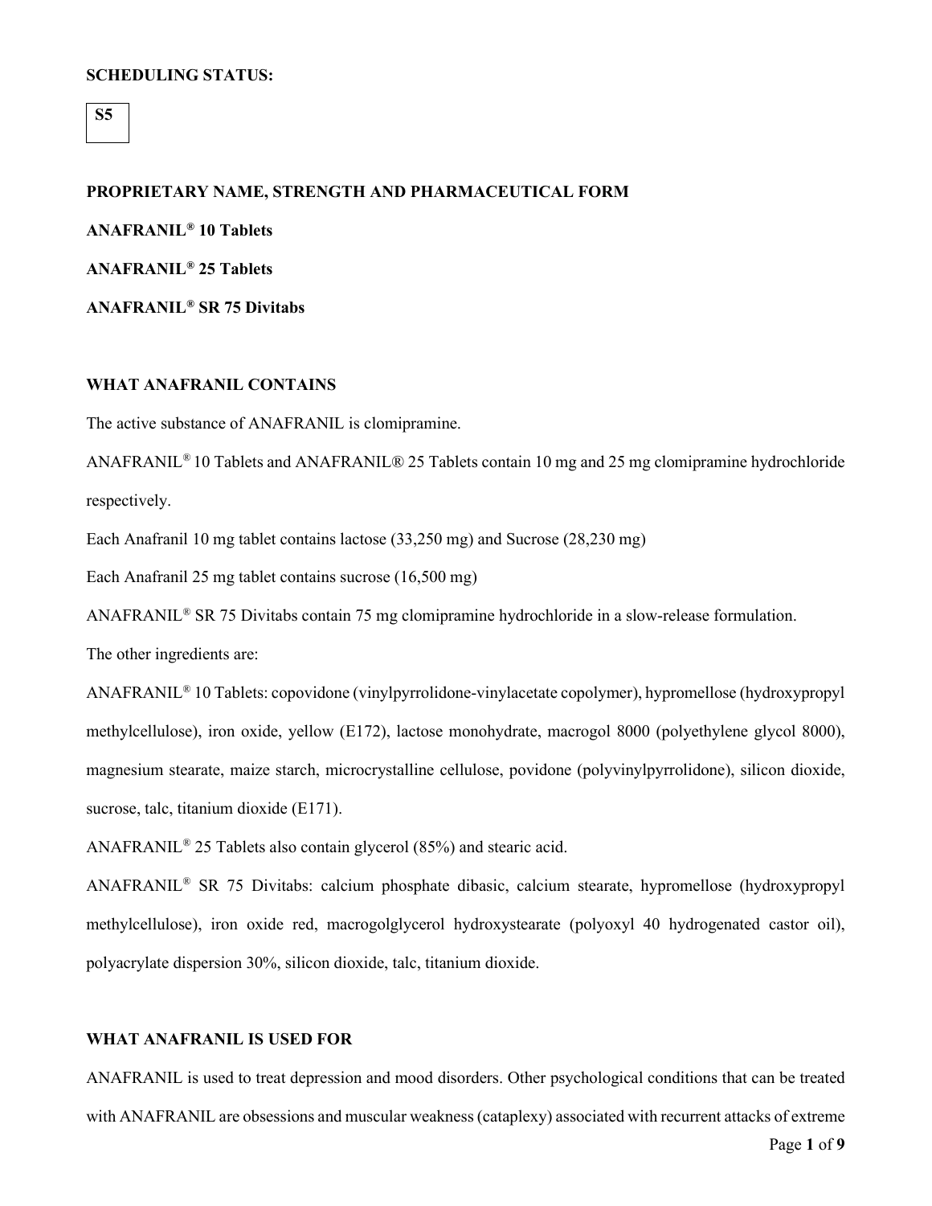**SCHEDULING STATUS:**

**S5**

**PROPRIETARY NAME, STRENGTH AND PHARMACEUTICAL FORM**

**ANAFRANIL® 10 Tablets**

**ANAFRANIL® 25 Tablets**

**ANAFRANIL® SR 75 Divitabs**

**WHAT ANAFRANIL CONTAINS**

The active substance of ANAFRANIL is clomipramine.

ANAFRANIL® 10 Tablets and ANAFRANIL® 25 Tablets contain 10 mg and 25 mg clomipramine hydrochloride respectively.

Each Anafranil 10 mg tablet contains lactose (33,250 mg) and Sucrose (28,230 mg)

Each Anafranil 25 mg tablet contains sucrose (16,500 mg)

ANAFRANIL® SR 75 Divitabs contain 75 mg clomipramine hydrochloride in a slow-release formulation.

The other ingredients are:

ANAFRANIL® 10 Tablets: copovidone (vinylpyrrolidone-vinylacetate copolymer), hypromellose (hydroxypropyl methylcellulose), iron oxide, yellow (E172), lactose monohydrate, macrogol 8000 (polyethylene glycol 8000), magnesium stearate, maize starch, microcrystalline cellulose, povidone (polyvinylpyrrolidone), silicon dioxide, sucrose, talc, titanium dioxide (E171).

ANAFRANIL® 25 Tablets also contain glycerol (85%) and stearic acid.

ANAFRANIL® SR 75 Divitabs: calcium phosphate dibasic, calcium stearate, hypromellose (hydroxypropyl methylcellulose), iron oxide red, macrogolglycerol hydroxystearate (polyoxyl 40 hydrogenated castor oil), polyacrylate dispersion 30%, silicon dioxide, talc, titanium dioxide.

**WHAT ANAFRANIL IS USED FOR**

ANAFRANIL is used to treat depression and mood disorders. Other psychological conditions that can be treated with ANAFRANIL are obsessions and muscular weakness (cataplexy) associated with recurrent attacks of extreme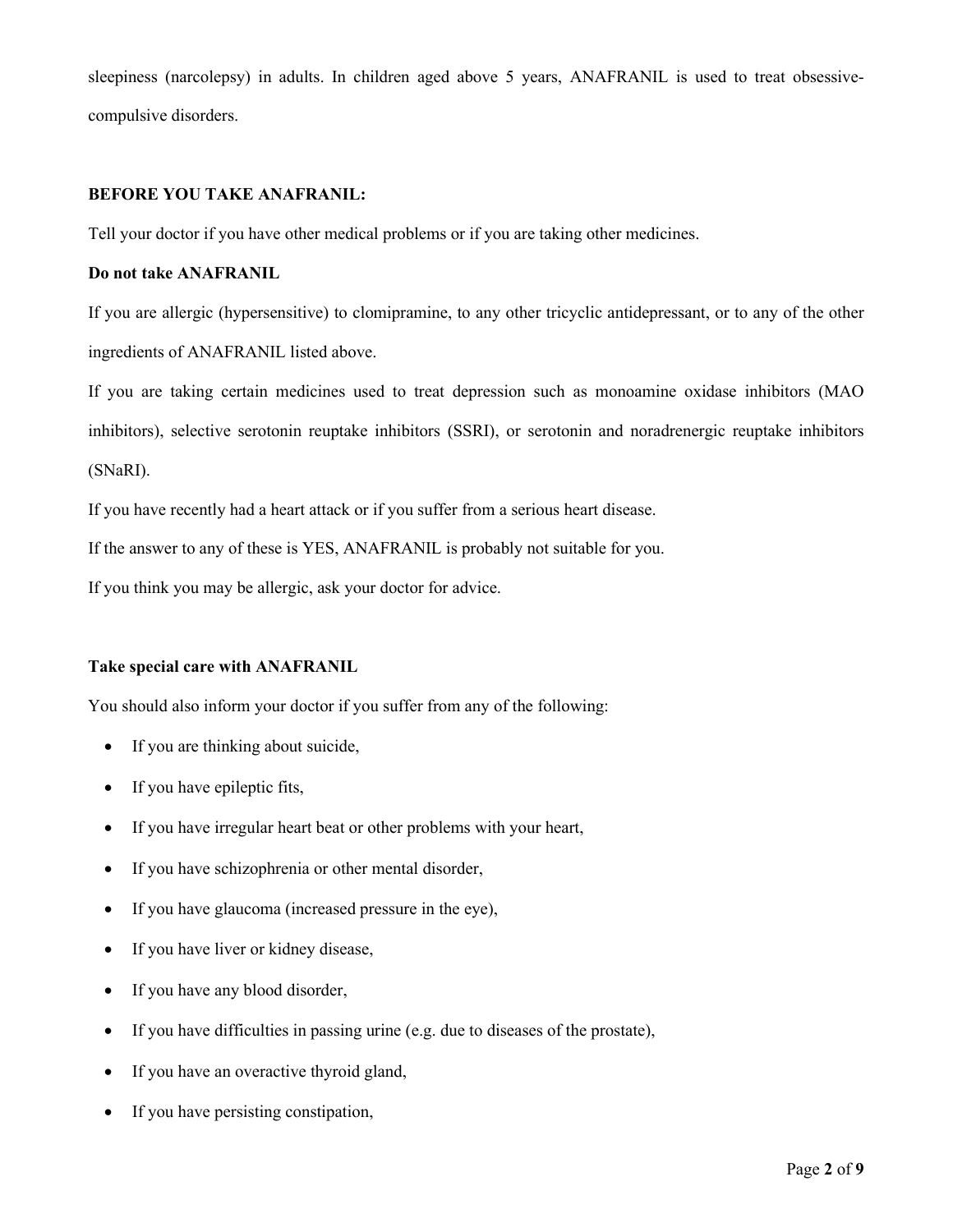sleepiness (narcolepsy) in adults. In children aged above 5 years, ANAFRANIL is used to treat obsessive-compulsive disorders.

**BEFORE YOU TAKE ANAFRANIL:**

Tell your doctor if you have other medical problems or if you are taking other medicines.

**Do not take ANAFRANIL**

If you are allergic (hypersensitive) to clomipramine, to any other tricyclic antidepressant, or to any of the other ingredients of ANAFRANIL listed above.

If you are taking certain medicines used to treat depression such as monoamine oxidase inhibitors (MAO inhibitors), selective serotonin reuptake inhibitors (SSRI), or serotonin and noradrenergic reuptake inhibitors (SNaRI).

If you have recently had a heart attack or if you suffer from a serious heart disease.

If the answer to any of these is YES, ANAFRANIL is probably not suitable for you.

If you think you may be allergic, ask your doctor for advice.

**Take special care with ANAFRANIL**

You should also inform your doctor if you suffer from any of the following:

- If you are thinking about suicide,
- If you have epileptic fits,
- If you have irregular heart beat or other problems with your heart,
- If you have schizophrenia or other mental disorder,
- If you have glaucoma (increased pressure in the eye),
- If you have liver or kidney disease,
- If you have any blood disorder,
- If you have difficulties in passing urine (e.g. due to diseases of the prostate),
- If you have an overactive thyroid gland,
- If you have persisting constipation,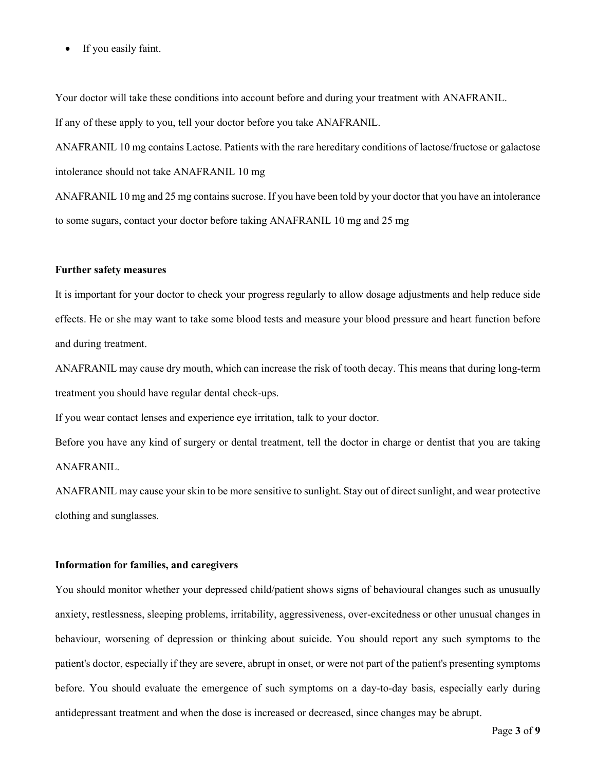- If you easily faint.

Your doctor will take these conditions into account before and during your treatment with ANAFRANIL.

If any of these apply to you, tell your doctor before you take ANAFRANIL.

ANAFRANIL 10 mg contains Lactose. Patients with the rare hereditary conditions of lactose/fructose or galactose intolerance should not take ANAFRANIL 10 mg

ANAFRANIL 10 mg and 25 mg contains sucrose. If you have been told by your doctor that you have an intolerance to some sugars, contact your doctor before taking ANAFRANIL 10 mg and 25 mg

**Further safety measures**

It is important for your doctor to check your progress regularly to allow dosage adjustments and help reduce side effects. He or she may want to take some blood tests and measure your blood pressure and heart function before and during treatment.

ANAFRANIL may cause dry mouth, which can increase the risk of tooth decay. This means that during long-term treatment you should have regular dental check-ups.

If you wear contact lenses and experience eye irritation, talk to your doctor.

Before you have any kind of surgery or dental treatment, tell the doctor in charge or dentist that you are taking ANAFRANIL.

ANAFRANIL may cause your skin to be more sensitive to sunlight. Stay out of direct sunlight, and wear protective clothing and sunglasses.

**Information for families, and caregivers**

You should monitor whether your depressed child/patient shows signs of behavioural changes such as unusually anxiety, restlessness, sleeping problems, irritability, aggressiveness, over-excitedness or other unusual changes in behaviour, worsening of depression or thinking about suicide. You should report any such symptoms to the patient's doctor, especially if they are severe, abrupt in onset, or were not part of the patient's presenting symptoms before. You should evaluate the emergence of such symptoms on a day-to-day basis, especially early during antidepressant treatment and when the dose is increased or decreased, since changes may be abrupt.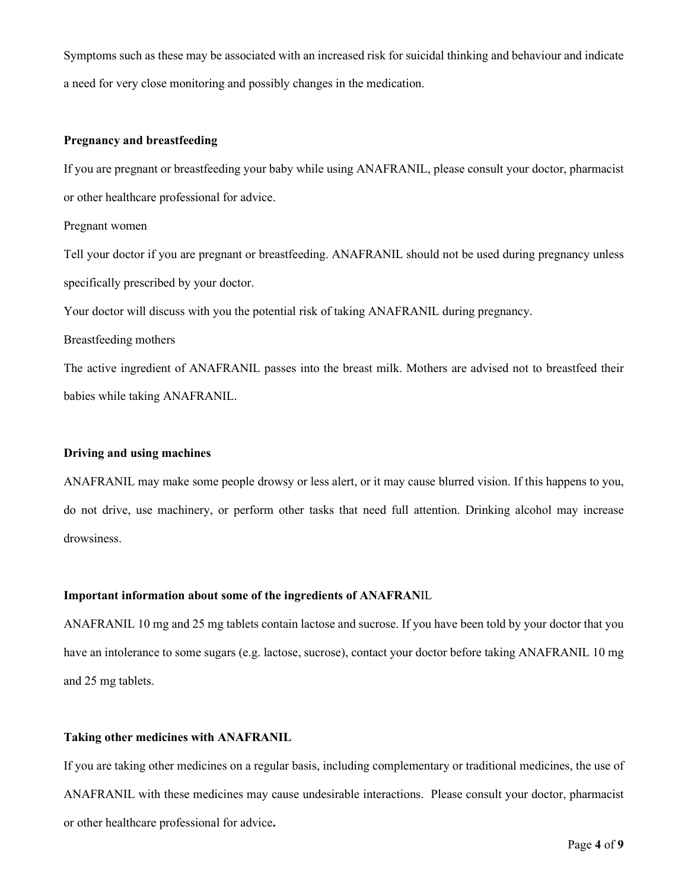Symptoms such as these may be associated with an increased risk for suicidal thinking and behaviour and indicate a need for very close monitoring and possibly changes in the medication.

**Pregnancy and breastfeeding**

If you are pregnant or breastfeeding your baby while using ANAFRANIL, please consult your doctor, pharmacist or other healthcare professional for advice.

Pregnant women

Tell your doctor if you are pregnant or breastfeeding. ANAFRANIL should not be used during pregnancy unless specifically prescribed by your doctor.

Your doctor will discuss with you the potential risk of taking ANAFRANIL during pregnancy.

Breastfeeding mothers

The active ingredient of ANAFRANIL passes into the breast milk. Mothers are advised not to breastfeed their babies while taking ANAFRANIL.

**Driving and using machines**

ANAFRANIL may make some people drowsy or less alert, or it may cause blurred vision. If this happens to you, do not drive, use machinery, or perform other tasks that need full attention. Drinking alcohol may increase drowsiness.

**Important information about some of the ingredients of ANAFRANIL**

ANAFRANIL 10 mg and 25 mg tablets contain lactose and sucrose. If you have been told by your doctor that you have an intolerance to some sugars (e.g. lactose, sucrose), contact your doctor before taking ANAFRANIL 10 mg and 25 mg tablets.

**Taking other medicines with ANAFRANIL**

If you are taking other medicines on a regular basis, including complementary or traditional medicines, the use of ANAFRANIL with these medicines may cause undesirable interactions. Please consult your doctor, pharmacist or other healthcare professional for advice.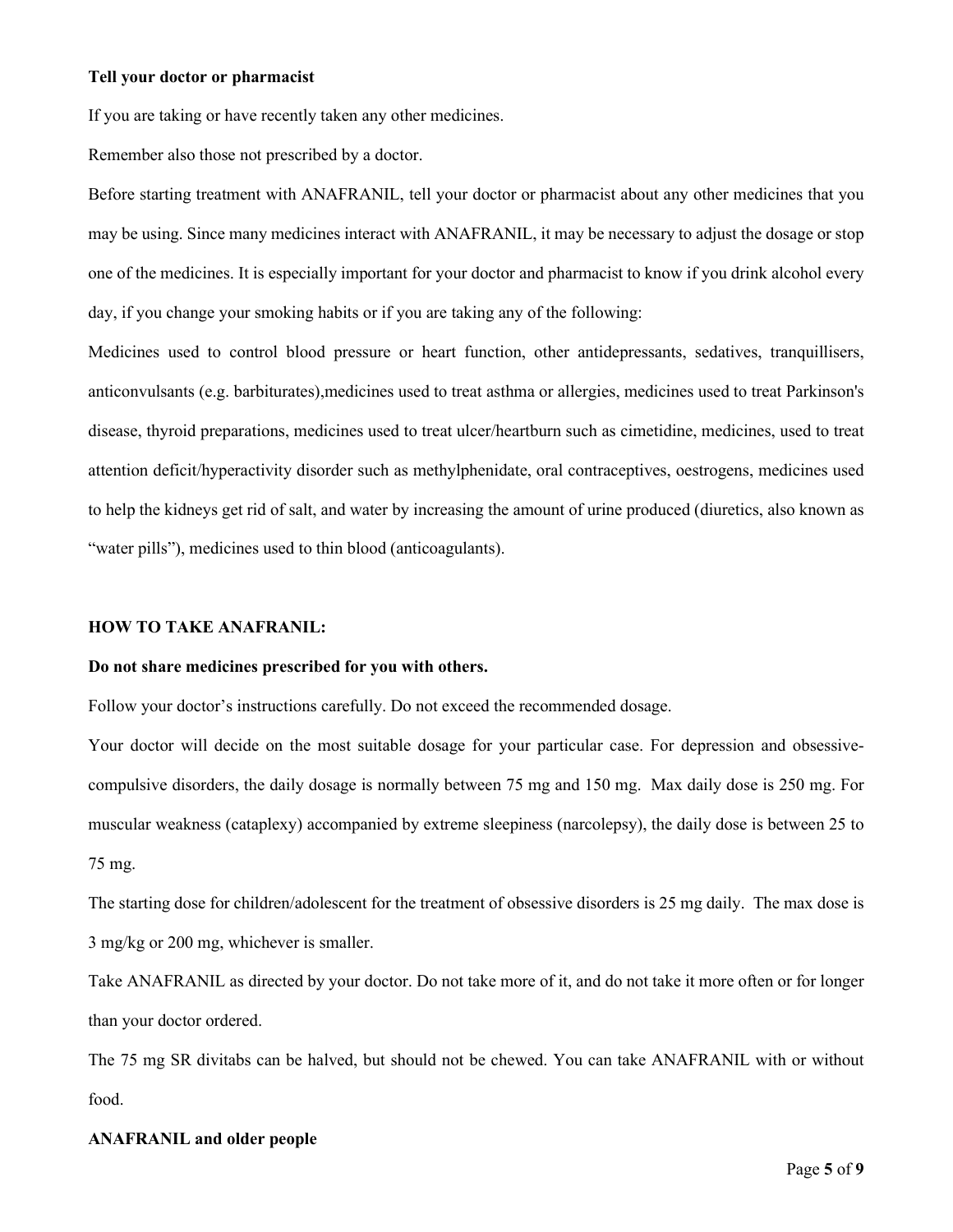**Tell your doctor or pharmacist**

If you are taking or have recently taken any other medicines.

Remember also those not prescribed by a doctor.

Before starting treatment with ANAFRANIL, tell your doctor or pharmacist about any other medicines that you may be using. Since many medicines interact with ANAFRANIL, it may be necessary to adjust the dosage or stop one of the medicines. It is especially important for your doctor and pharmacist to know if you drink alcohol every day, if you change your smoking habits or if you are taking any of the following:

Medicines used to control blood pressure or heart function, other antidepressants, sedatives, tranquillisers, anticonvulsants (e.g. barbiturates),medicines used to treat asthma or allergies, medicines used to treat Parkinson's disease, thyroid preparations, medicines used to treat ulcer/heartburn such as cimetidine, medicines, used to treat attention deficit/hyperactivity disorder such as methylphenidate, oral contraceptives, oestrogens, medicines used to help the kidneys get rid of salt, and water by increasing the amount of urine produced (diuretics, also known as "water pills"), medicines used to thin blood (anticoagulants).

**HOW TO TAKE ANAFRANIL:**

**Do not share medicines prescribed for you with others.**

Follow your doctor's instructions carefully. Do not exceed the recommended dosage.

Your doctor will decide on the most suitable dosage for your particular case. For depression and obsessive-compulsive disorders, the daily dosage is normally between 75 mg and 150 mg. Max daily dose is 250 mg. For muscular weakness (cataplexy) accompanied by extreme sleepiness (narcolepsy), the daily dose is between 25 to 75 mg.

The starting dose for children/adolescent for the treatment of obsessive disorders is 25 mg daily. The max dose is 3 mg/kg or 200 mg, whichever is smaller.

Take ANAFRANIL as directed by your doctor. Do not take more of it, and do not take it more often or for longer than your doctor ordered.

The 75 mg SR divitabs can be halved, but should not be chewed. You can take ANAFRANIL with or without food.

**ANAFRANIL and older people**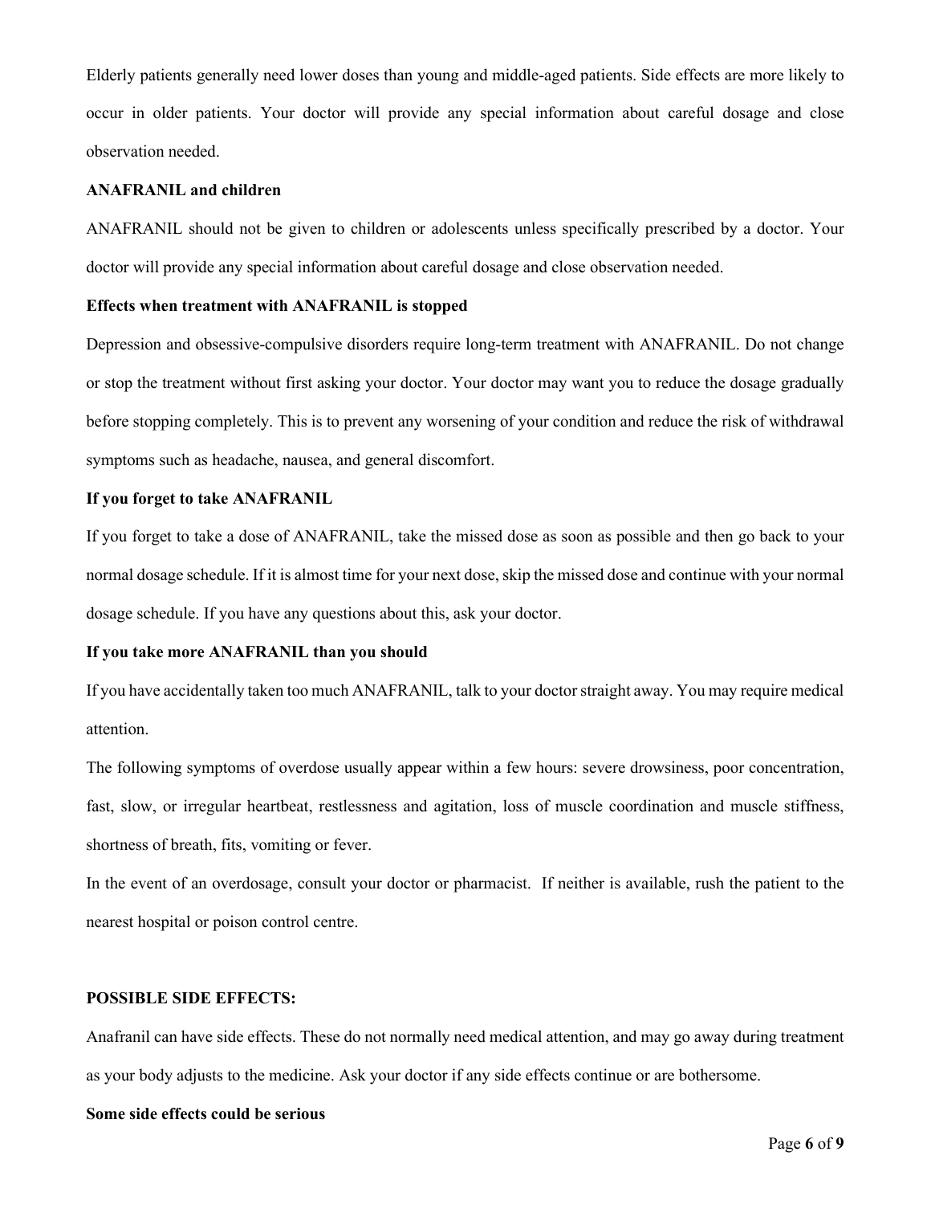Elderly patients generally need lower doses than young and middle-aged patients. Side effects are more likely to occur in older patients. Your doctor will provide any special information about careful dosage and close observation needed.

**ANAFRANIL and children**

ANAFRANIL should not be given to children or adolescents unless specifically prescribed by a doctor. Your doctor will provide any special information about careful dosage and close observation needed.

**Effects when treatment with ANAFRANIL is stopped**

Depression and obsessive-compulsive disorders require long-term treatment with ANAFRANIL. Do not change or stop the treatment without first asking your doctor. Your doctor may want you to reduce the dosage gradually before stopping completely. This is to prevent any worsening of your condition and reduce the risk of withdrawal symptoms such as headache, nausea, and general discomfort.

**If you forget to take ANAFRANIL**

If you forget to take a dose of ANAFRANIL, take the missed dose as soon as possible and then go back to your normal dosage schedule. If it is almost time for your next dose, skip the missed dose and continue with your normal dosage schedule. If you have any questions about this, ask your doctor.

**If you take more ANAFRANIL than you should**

If you have accidentally taken too much ANAFRANIL, talk to your doctor straight away. You may require medical attention.

The following symptoms of overdose usually appear within a few hours: severe drowsiness, poor concentration, fast, slow, or irregular heartbeat, restlessness and agitation, loss of muscle coordination and muscle stiffness, shortness of breath, fits, vomiting or fever.

In the event of an overdosage, consult your doctor or pharmacist. If neither is available, rush the patient to the nearest hospital or poison control centre.

**POSSIBLE SIDE EFFECTS:**

Anafranil can have side effects. These do not normally need medical attention, and may go away during treatment as your body adjusts to the medicine. Ask your doctor if any side effects continue or are bothersome.

**Some side effects could be serious**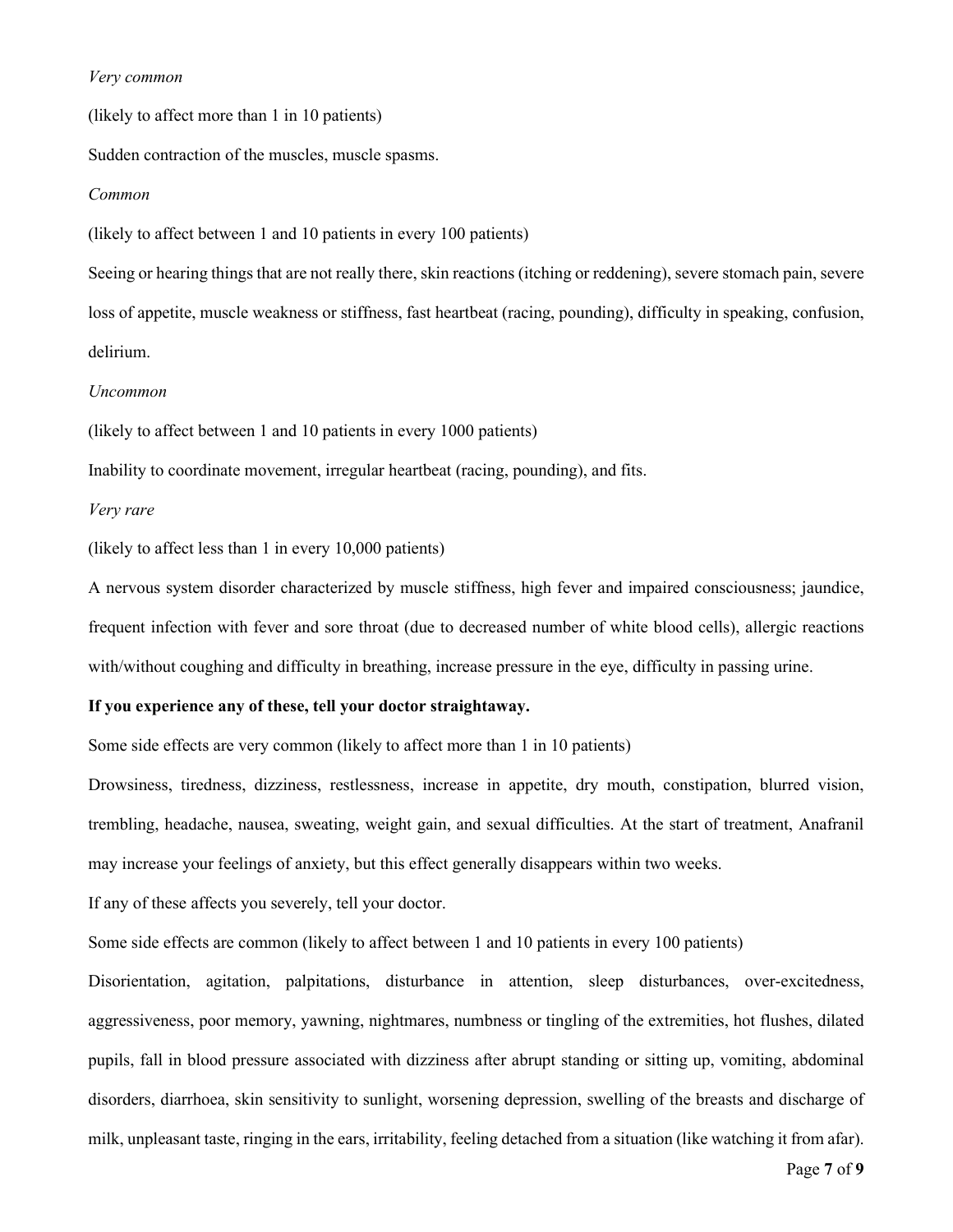*Very common*

(likely to affect more than 1 in 10 patients)

Sudden contraction of the muscles, muscle spasms.

*Common*

(likely to affect between 1 and 10 patients in every 100 patients)

Seeing or hearing things that are not really there, skin reactions (itching or reddening), severe stomach pain, severe loss of appetite, muscle weakness or stiffness, fast heartbeat (racing, pounding), difficulty in speaking, confusion, delirium.

*Uncommon*

(likely to affect between 1 and 10 patients in every 1000 patients)

Inability to coordinate movement, irregular heartbeat (racing, pounding), and fits.

*Very rare*

(likely to affect less than 1 in every 10,000 patients)

A nervous system disorder characterized by muscle stiffness, high fever and impaired consciousness; jaundice, frequent infection with fever and sore throat (due to decreased number of white blood cells), allergic reactions with/without coughing and difficulty in breathing, increase pressure in the eye, difficulty in passing urine.

**If you experience any of these, tell your doctor straightaway.**

Some side effects are very common (likely to affect more than 1 in 10 patients)

Drowsiness, tiredness, dizziness, restlessness, increase in appetite, dry mouth, constipation, blurred vision, trembling, headache, nausea, sweating, weight gain, and sexual difficulties. At the start of treatment, Anafranil may increase your feelings of anxiety, but this effect generally disappears within two weeks.

If any of these affects you severely, tell your doctor.

Some side effects are common (likely to affect between 1 and 10 patients in every 100 patients)

Disorientation, agitation, palpitations, disturbance in attention, sleep disturbances, over-excitedness, aggressiveness, poor memory, yawning, nightmares, numbness or tingling of the extremities, hot flushes, dilated pupils, fall in blood pressure associated with dizziness after abrupt standing or sitting up, vomiting, abdominal disorders, diarrhoea, skin sensitivity to sunlight, worsening depression, swelling of the breasts and discharge of milk, unpleasant taste, ringing in the ears, irritability, feeling detached from a situation (like watching it from afar).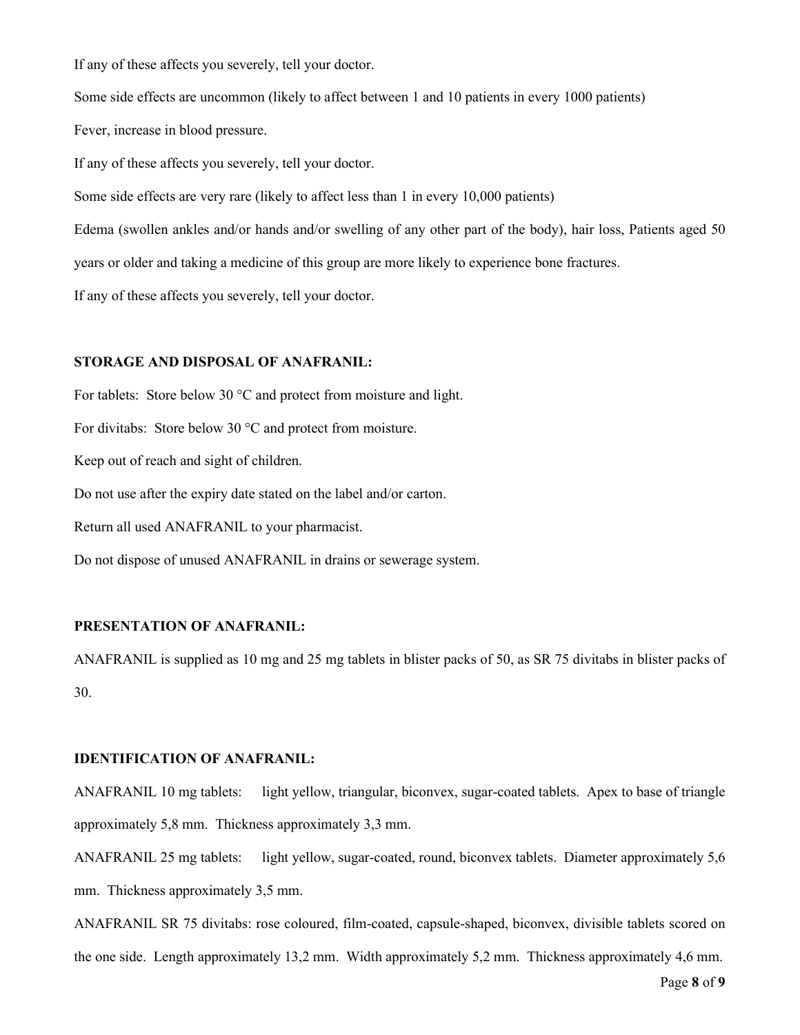If any of these affects you severely, tell your doctor.

Some side effects are uncommon (likely to affect between 1 and 10 patients in every 1000 patients)

Fever, increase in blood pressure.

If any of these affects you severely, tell your doctor.

Some side effects are very rare (likely to affect less than 1 in every 10,000 patients)

Edema (swollen ankles and/or hands and/or swelling of any other part of the body), hair loss, Patients aged 50 years or older and taking a medicine of this group are more likely to experience bone fractures.

If any of these affects you severely, tell your doctor.

**STORAGE AND DISPOSAL OF ANAFRANIL:**

For tablets: Store below 30 °C and protect from moisture and light.

For divitabs: Store below 30 °C and protect from moisture.

Keep out of reach and sight of children.

Do not use after the expiry date stated on the label and/or carton.

Return all used ANAFRANIL to your pharmacist.

Do not dispose of unused ANAFRANIL in drains or sewerage system.

**PRESENTATION OF ANAFRANIL:**

ANAFRANIL is supplied as 10 mg and 25 mg tablets in blister packs of 50, as SR 75 divitabs in blister packs of 30.

**IDENTIFICATION OF ANAFRANIL:**

ANAFRANIL 10 mg tablets: light yellow, triangular, biconvex, sugar-coated tablets. Apex to base of triangle approximately 5,8 mm. Thickness approximately 3,3 mm.

ANAFRANIL 25 mg tablets: light yellow, sugar-coated, round, biconvex tablets. Diameter approximately 5,6 mm. Thickness approximately 3,5 mm.

ANAFRANIL SR 75 divitabs: rose coloured, film-coated, capsule-shaped, biconvex, divisible tablets scored on the one side. Length approximately 13,2 mm. Width approximately 5,2 mm. Thickness approximately 4,6 mm.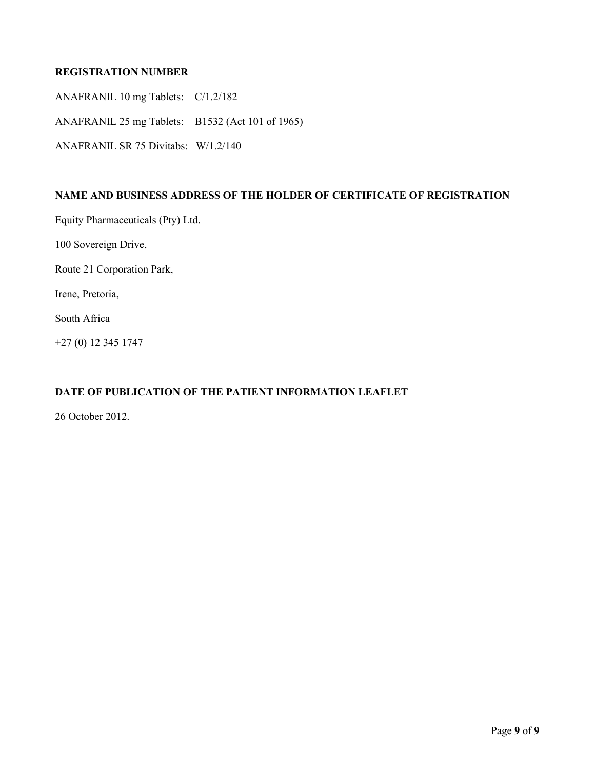**REGISTRATION NUMBER**

ANAFRANIL 10 mg Tablets: C/1.2/182

ANAFRANIL 25 mg Tablets: B1532 (Act 101 of 1965)

ANAFRANIL SR 75 Divitabs: W/1.2/140

**NAME AND BUSINESS ADDRESS OF THE HOLDER OF CERTIFICATE OF REGISTRATION**

Equity Pharmaceuticals (Pty) Ltd.

100 Sovereign Drive,

Route 21 Corporation Park,

Irene, Pretoria,

South Africa

+27 (0) 12 345 1747

**DATE OF PUBLICATION OF THE PATIENT INFORMATION LEAFLET**

26 October 2012.